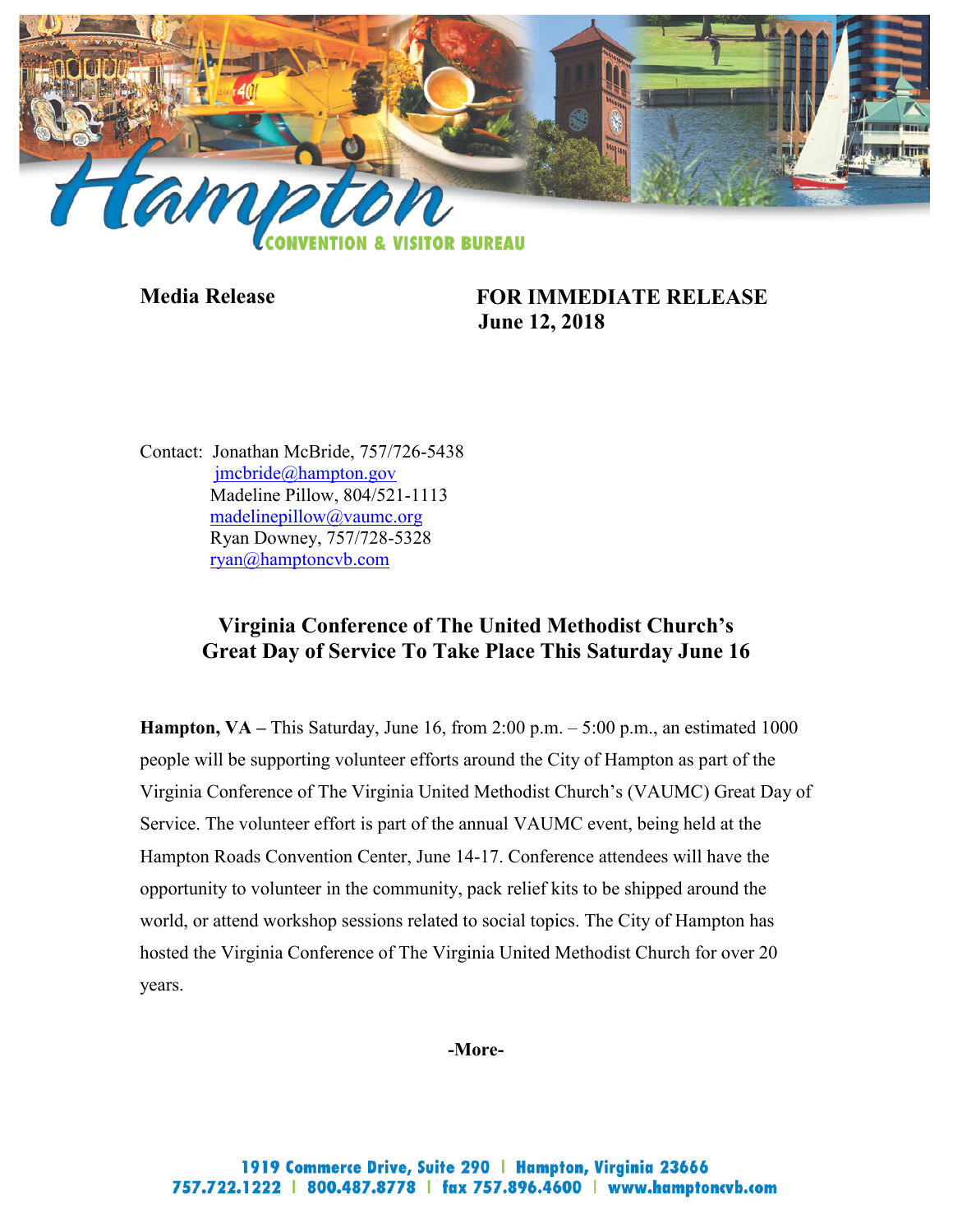**Media Release**

**FOR IMMEDIATE RELEASE**
**June 12, 2018**

Contact: Jonathan McBride, 757/726-5438
jmcbride@hampton.gov
Madeline Pillow, 804/521-1113
madelinepillow@vaumc.org
Ryan Downey, 757/728-5328
ryan@hamptoncvb.com

## Virginia Conference of The United Methodist Church's Great Day of Service To Take Place This Saturday June 16

**Hampton, VA –** This Saturday, June 16, from 2:00 p.m. – 5:00 p.m., an estimated 1000 people will be supporting volunteer efforts around the City of Hampton as part of the Virginia Conference of The Virginia United Methodist Church's (VAUMC) Great Day of Service. The volunteer effort is part of the annual VAUMC event, being held at the Hampton Roads Convention Center, June 14-17. Conference attendees will have the opportunity to volunteer in the community, pack relief kits to be shipped around the world, or attend workshop sessions related to social topics. The City of Hampton has hosted the Virginia Conference of The Virginia United Methodist Church for over 20 years.

**-More-**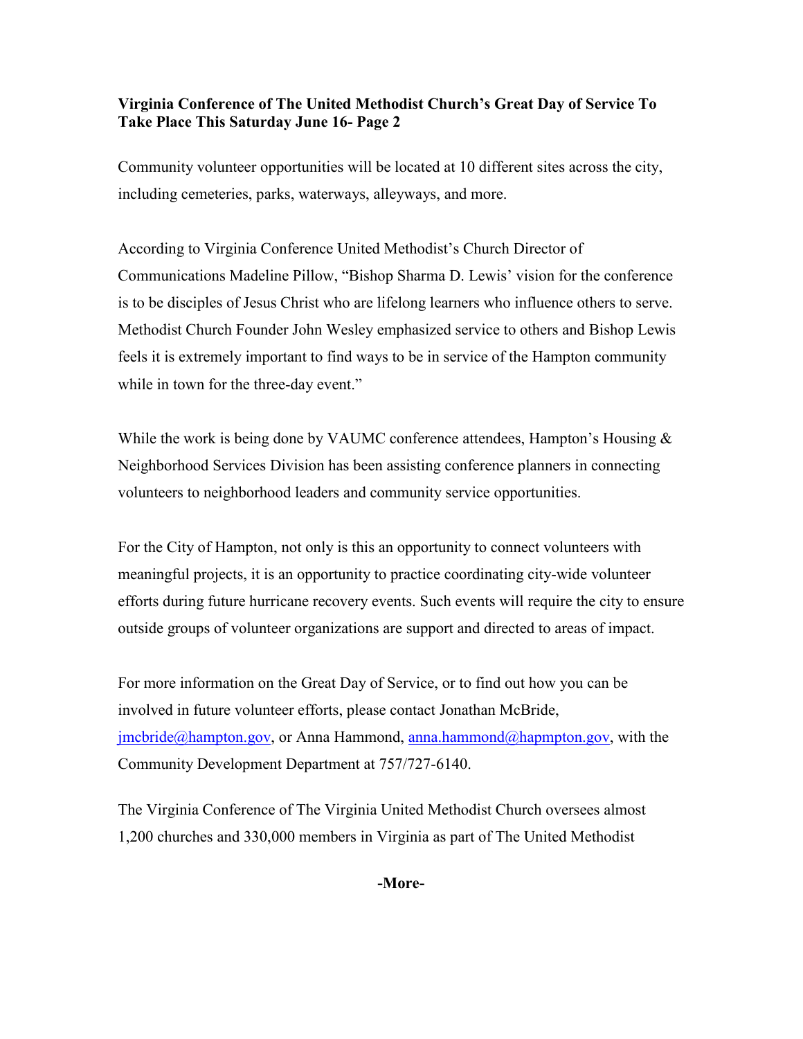**Virginia Conference of The United Methodist Church's Great Day of Service To Take Place This Saturday June 16- Page 2**

Community volunteer opportunities will be located at 10 different sites across the city, including cemeteries, parks, waterways, alleyways, and more.

According to Virginia Conference United Methodist's Church Director of Communications Madeline Pillow, "Bishop Sharma D. Lewis' vision for the conference is to be disciples of Jesus Christ who are lifelong learners who influence others to serve. Methodist Church Founder John Wesley emphasized service to others and Bishop Lewis feels it is extremely important to find ways to be in service of the Hampton community while in town for the three-day event."

While the work is being done by VAUMC conference attendees, Hampton's Housing & Neighborhood Services Division has been assisting conference planners in connecting volunteers to neighborhood leaders and community service opportunities.

For the City of Hampton, not only is this an opportunity to connect volunteers with meaningful projects, it is an opportunity to practice coordinating city-wide volunteer efforts during future hurricane recovery events. Such events will require the city to ensure outside groups of volunteer organizations are support and directed to areas of impact.

For more information on the Great Day of Service, or to find out how you can be involved in future volunteer efforts, please contact Jonathan McBride, jmcbride@hampton.gov, or Anna Hammond, anna.hammond@hapmpton.gov, with the Community Development Department at 757/727-6140.

The Virginia Conference of The Virginia United Methodist Church oversees almost 1,200 churches and 330,000 members in Virginia as part of The United Methodist

**-More-**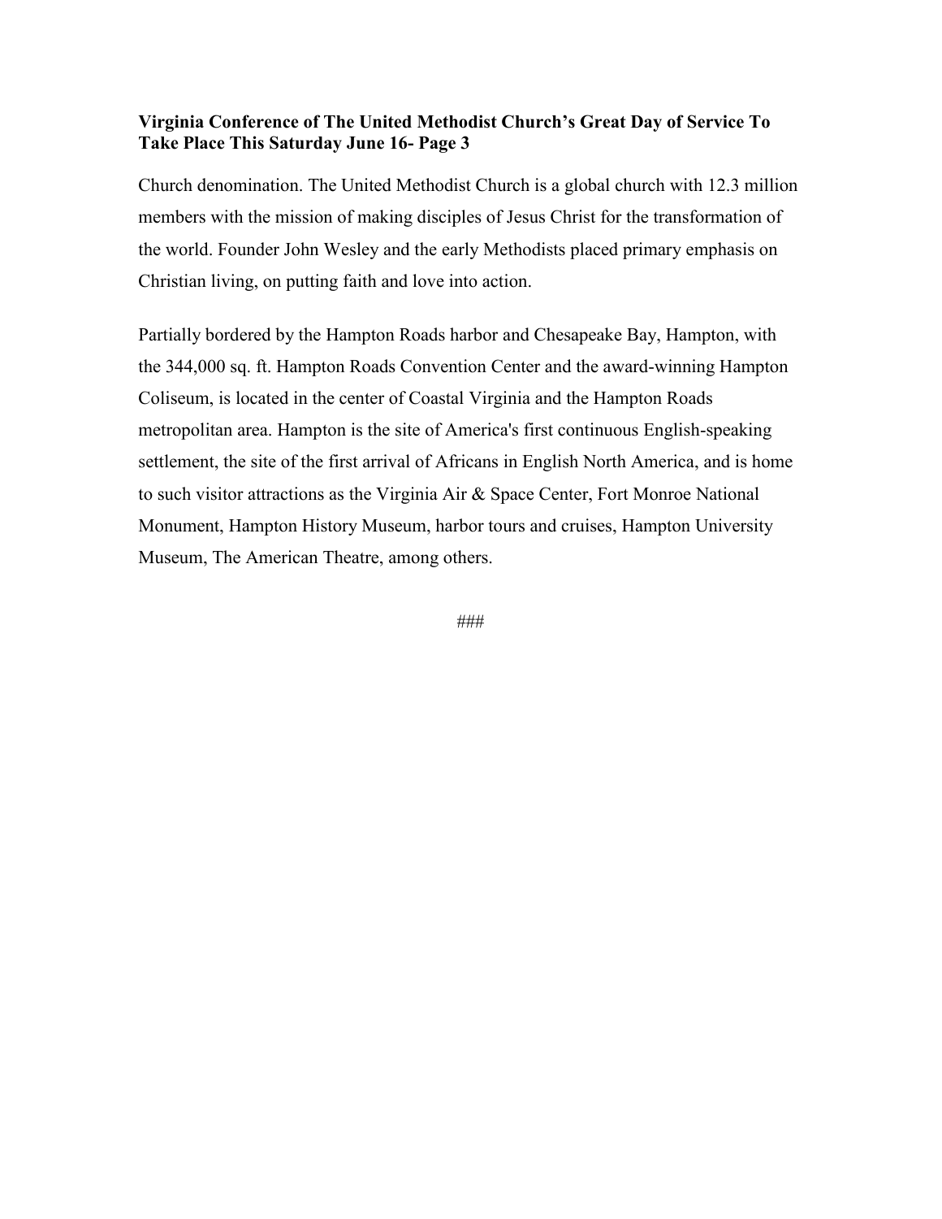Church denomination. The United Methodist Church is a global church with 12.3 million members with the mission of making disciples of Jesus Christ for the transformation of the world. Founder John Wesley and the early Methodists placed primary emphasis on Christian living, on putting faith and love into action.

Partially bordered by the Hampton Roads harbor and Chesapeake Bay, Hampton, with the 344,000 sq. ft. Hampton Roads Convention Center and the award-winning Hampton Coliseum, is located in the center of Coastal Virginia and the Hampton Roads metropolitan area. Hampton is the site of America's first continuous English-speaking settlement, the site of the first arrival of Africans in English North America, and is home to such visitor attractions as the Virginia Air & Space Center, Fort Monroe National Monument, Hampton History Museum, harbor tours and cruises, Hampton University Museum, The American Theatre, among others.

###